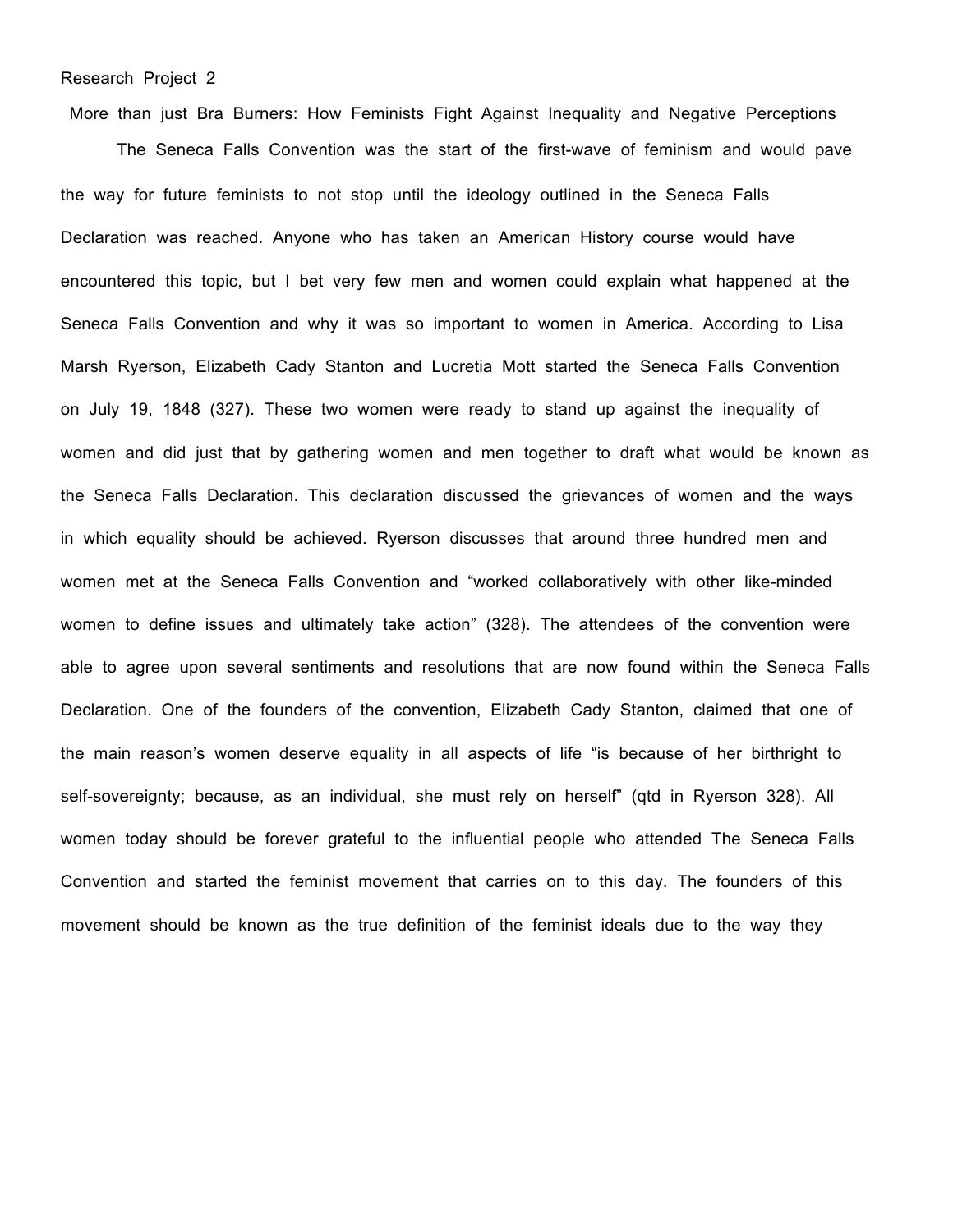Research Project 2

More than just Bra Burners: How Feminists Fight Against Inequality and Negative Perceptions

The Seneca Falls Convention was the start of the first-wave of feminism and would pave the way for future feminists to not stop until the ideology outlined in the Seneca Falls Declaration was reached. Anyone who has taken an American History course would have encountered this topic, but I bet very few men and women could explain what happened at the Seneca Falls Convention and why it was so important to women in America. According to Lisa Marsh Ryerson, Elizabeth Cady Stanton and Lucretia Mott started the Seneca Falls Convention on July 19, 1848 (327). These two women were ready to stand up against the inequality of women and did just that by gathering women and men together to draft what would be known as the Seneca Falls Declaration. This declaration discussed the grievances of women and the ways in which equality should be achieved. Ryerson discusses that around three hundred men and women met at the Seneca Falls Convention and "worked collaboratively with other like-minded women to define issues and ultimately take action" (328). The attendees of the convention were able to agree upon several sentiments and resolutions that are now found within the Seneca Falls Declaration. One of the founders of the convention, Elizabeth Cady Stanton, claimed that one of the main reason's women deserve equality in all aspects of life "is because of her birthright to self-sovereignty; because, as an individual, she must rely on herself" (qtd in Ryerson 328). All women today should be forever grateful to the influential people who attended The Seneca Falls Convention and started the feminist movement that carries on to this day. The founders of this movement should be known as the true definition of the feminist ideals due to the way they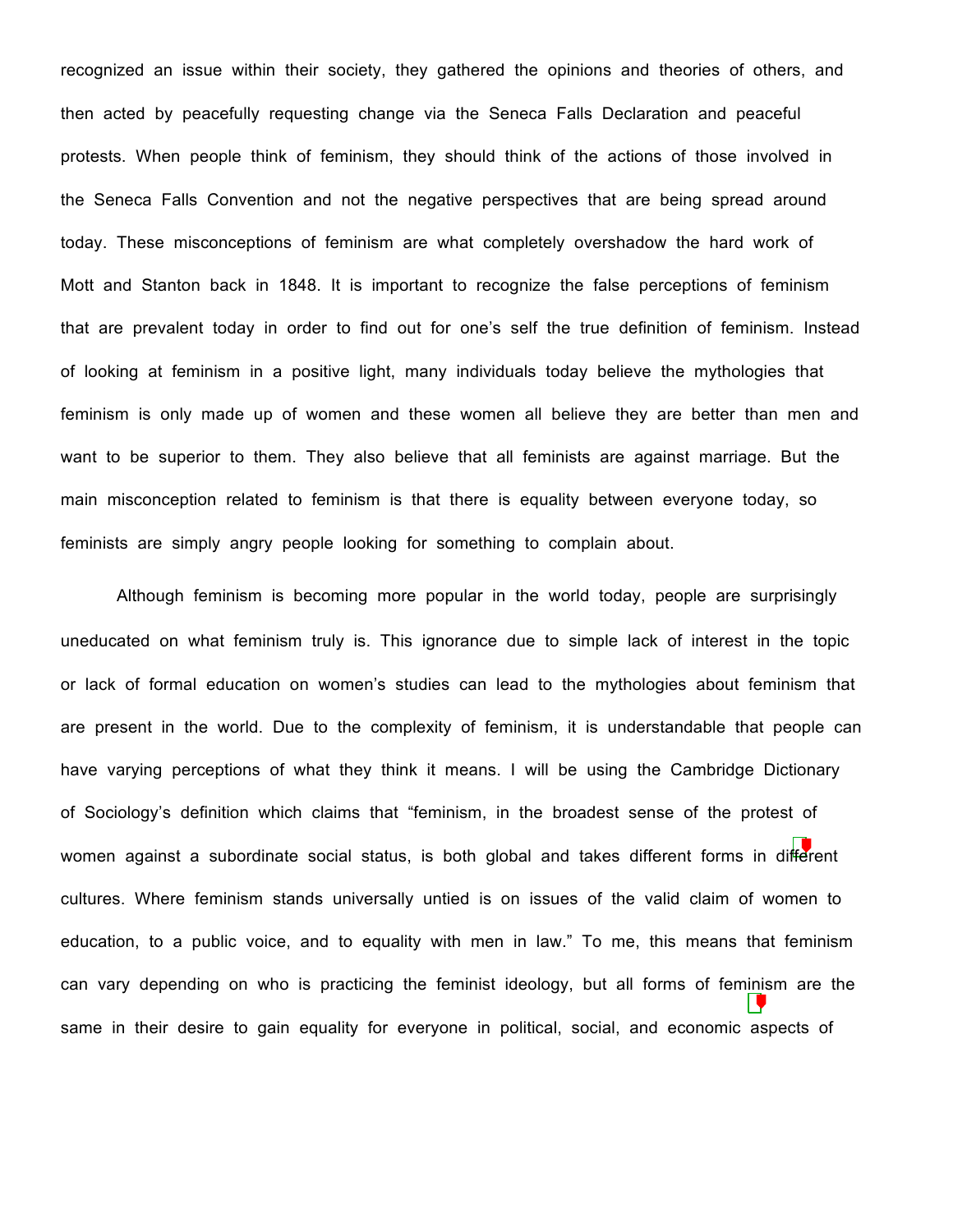recognized an issue within their society, they gathered the opinions and theories of others, and then acted by peacefully requesting change via the Seneca Falls Declaration and peaceful protests. When people think of feminism, they should think of the actions of those involved in the Seneca Falls Convention and not the negative perspectives that are being spread around today. These misconceptions of feminism are what completely overshadow the hard work of Mott and Stanton back in 1848. It is important to recognize the false perceptions of feminism that are prevalent today in order to find out for one's self the true definition of feminism. Instead of looking at feminism in a positive light, many individuals today believe the mythologies that feminism is only made up of women and these women all believe they are better than men and want to be superior to them. They also believe that all feminists are against marriage. But the main misconception related to feminism is that there is equality between everyone today, so feminists are simply angry people looking for something to complain about.

Although feminism is becoming more popular in the world today, people are surprisingly uneducated on what feminism truly is. This ignorance due to simple lack of interest in the topic or lack of formal education on women's studies can lead to the mythologies about feminism that are present in the world. Due to the complexity of feminism, it is understandable that people can have varying perceptions of what they think it means. I will be using the Cambridge Dictionary of Sociology's definition which claims that "feminism, in the broadest sense of the protest of women against a subordinate social status, is both global and takes different forms in different cultures. Where feminism stands universally untied is on issues of the valid claim of women to education, to a public voice, and to equality with men in law." To me, this means that feminism can vary depending on who is practicing the feminist ideology, but all forms of feminism are the same in their desire to gain equality for everyone in political, social, and economic aspects of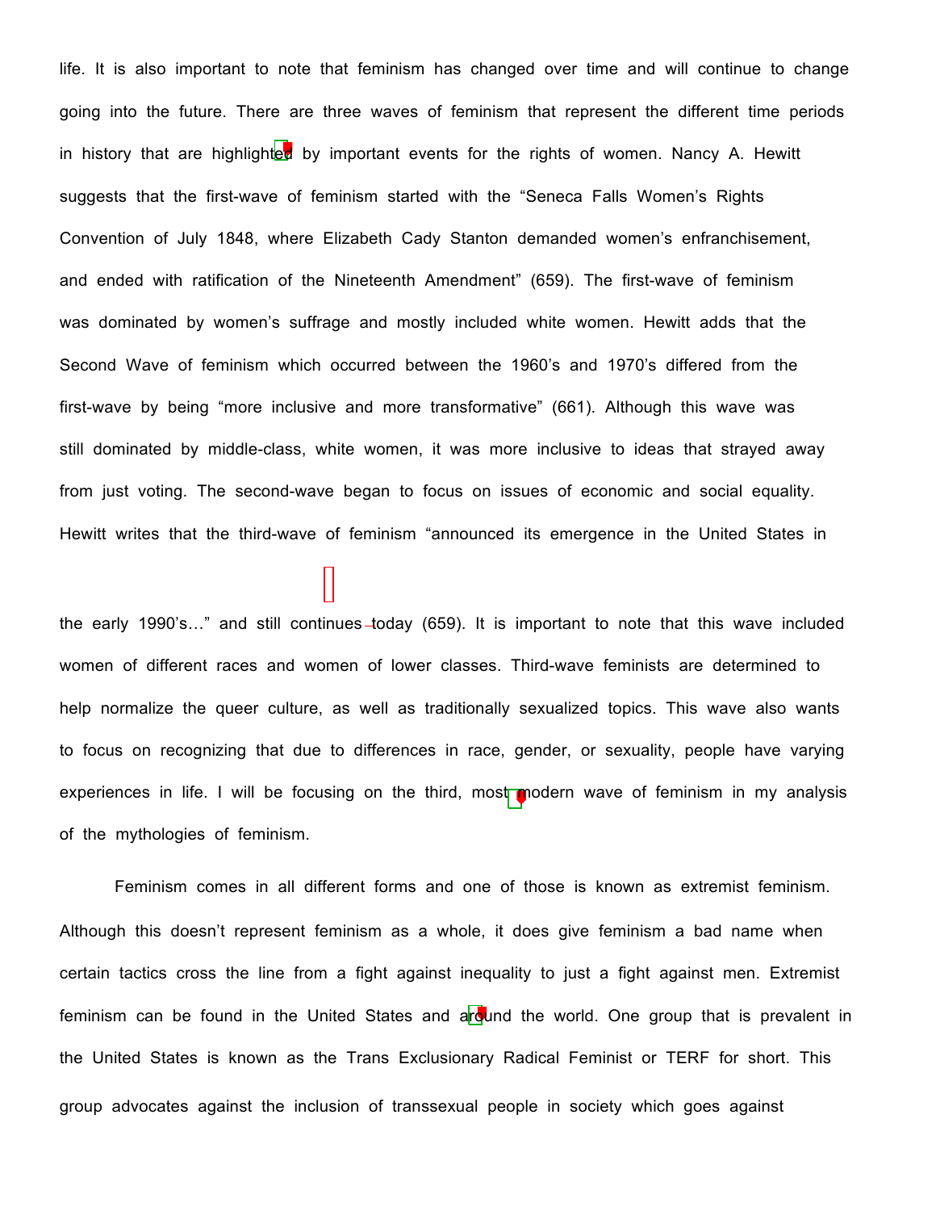life. It is also important to note that feminism has changed over time and will continue to change going into the future. There are three waves of feminism that represent the different time periods in history that are highlighted by important events for the rights of women. Nancy A. Hewitt suggests that the first-wave of feminism started with the "Seneca Falls Women's Rights Convention of July 1848, where Elizabeth Cady Stanton demanded women's enfranchisement, and ended with ratification of the Nineteenth Amendment" (659). The first-wave of feminism was dominated by women's suffrage and mostly included white women. Hewitt adds that the Second Wave of feminism which occurred between the 1960's and 1970's differed from the first-wave by being "more inclusive and more transformative" (661). Although this wave was still dominated by middle-class, white women, it was more inclusive to ideas that strayed away from just voting. The second-wave began to focus on issues of economic and social equality. Hewitt writes that the third-wave of feminism "announced its emergence in the United States in the early 1990's…" and still continues today (659). It is important to note that this wave included women of different races and women of lower classes. Third-wave feminists are determined to help normalize the queer culture, as well as traditionally sexualized topics. This wave also wants to focus on recognizing that due to differences in race, gender, or sexuality, people have varying experiences in life. I will be focusing on the third, most modern wave of feminism in my analysis of the mythologies of feminism.

Feminism comes in all different forms and one of those is known as extremist feminism. Although this doesn't represent feminism as a whole, it does give feminism a bad name when certain tactics cross the line from a fight against inequality to just a fight against men. Extremist feminism can be found in the United States and around the world. One group that is prevalent in the United States is known as the Trans Exclusionary Radical Feminist or TERF for short. This group advocates against the inclusion of transsexual people in society which goes against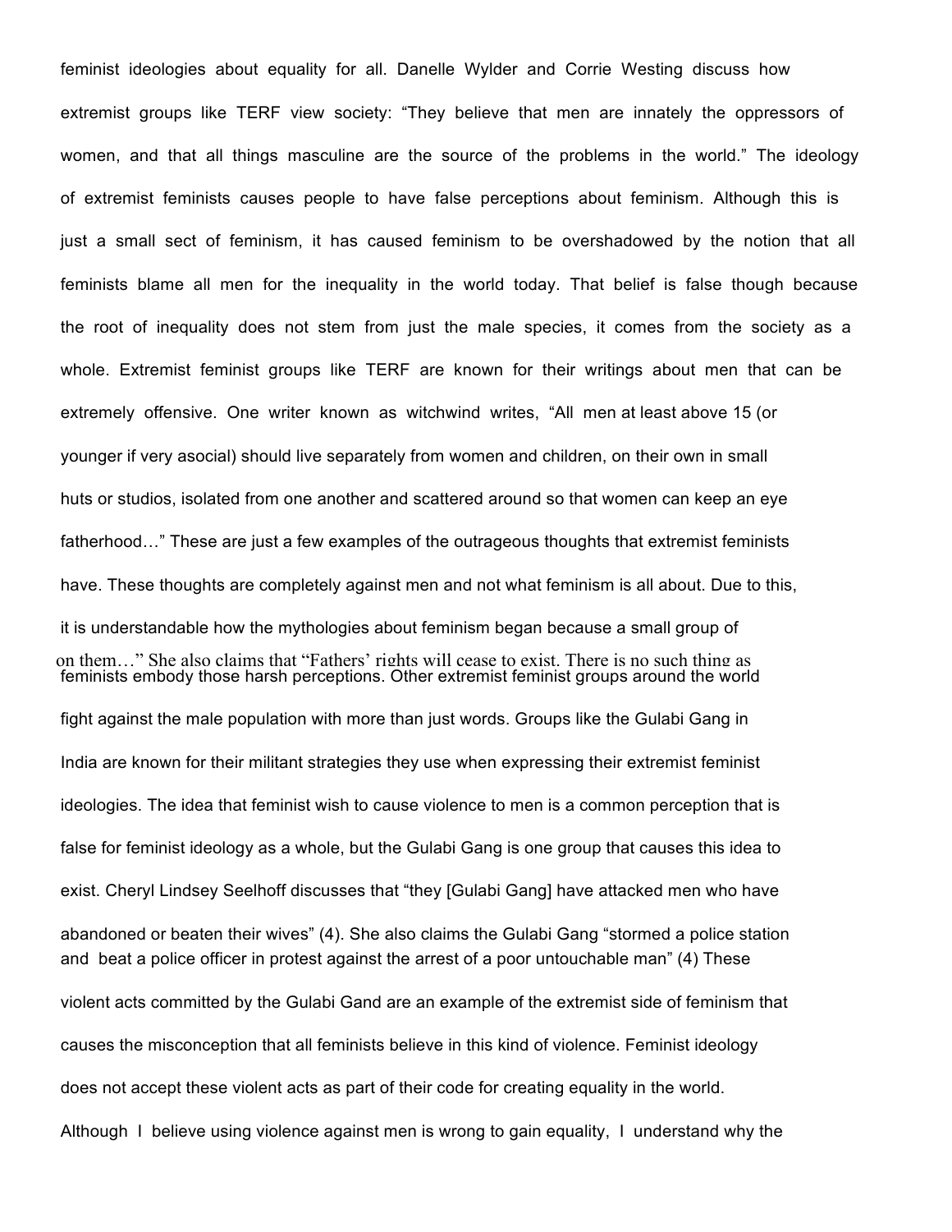feminist ideologies about equality for all. Danelle Wylder and Corrie Westing discuss how extremist groups like TERF view society: "They believe that men are innately the oppressors of women, and that all things masculine are the source of the problems in the world." The ideology of extremist feminists causes people to have false perceptions about feminism. Although this is just a small sect of feminism, it has caused feminism to be overshadowed by the notion that all feminists blame all men for the inequality in the world today. That belief is false though because the root of inequality does not stem from just the male species, it comes from the society as a whole. Extremist feminist groups like TERF are known for their writings about men that can be extremely offensive. One writer known as witchwind writes, "All men at least above 15 (or younger if very asocial) should live separately from women and children, on their own in small huts or studios, isolated from one another and scattered around so that women can keep an eye on them…" She also claims that "Fathers' rights will cease to exist. There is no such thing as fatherhood…" These are just a few examples of the outrageous thoughts that extremist feminists have. These thoughts are completely against men and not what feminism is all about. Due to this, it is understandable how the mythologies about feminism began because a small group of feminists embody those harsh perceptions. Other extremist feminist groups around the world fight against the male population with more than just words. Groups like the Gulabi Gang in India are known for their militant strategies they use when expressing their extremist feminist ideologies. The idea that feminist wish to cause violence to men is a common perception that is false for feminist ideology as a whole, but the Gulabi Gang is one group that causes this idea to exist. Cheryl Lindsey Seelhoff discusses that "they [Gulabi Gang] have attacked men who have abandoned or beaten their wives" (4). She also claims the Gulabi Gang "stormed a police station and beat a police officer in protest against the arrest of a poor untouchable man" (4) These violent acts committed by the Gulabi Gand are an example of the extremist side of feminism that causes the misconception that all feminists believe in this kind of violence. Feminist ideology does not accept these violent acts as part of their code for creating equality in the world. Although I believe using violence against men is wrong to gain equality, I understand why the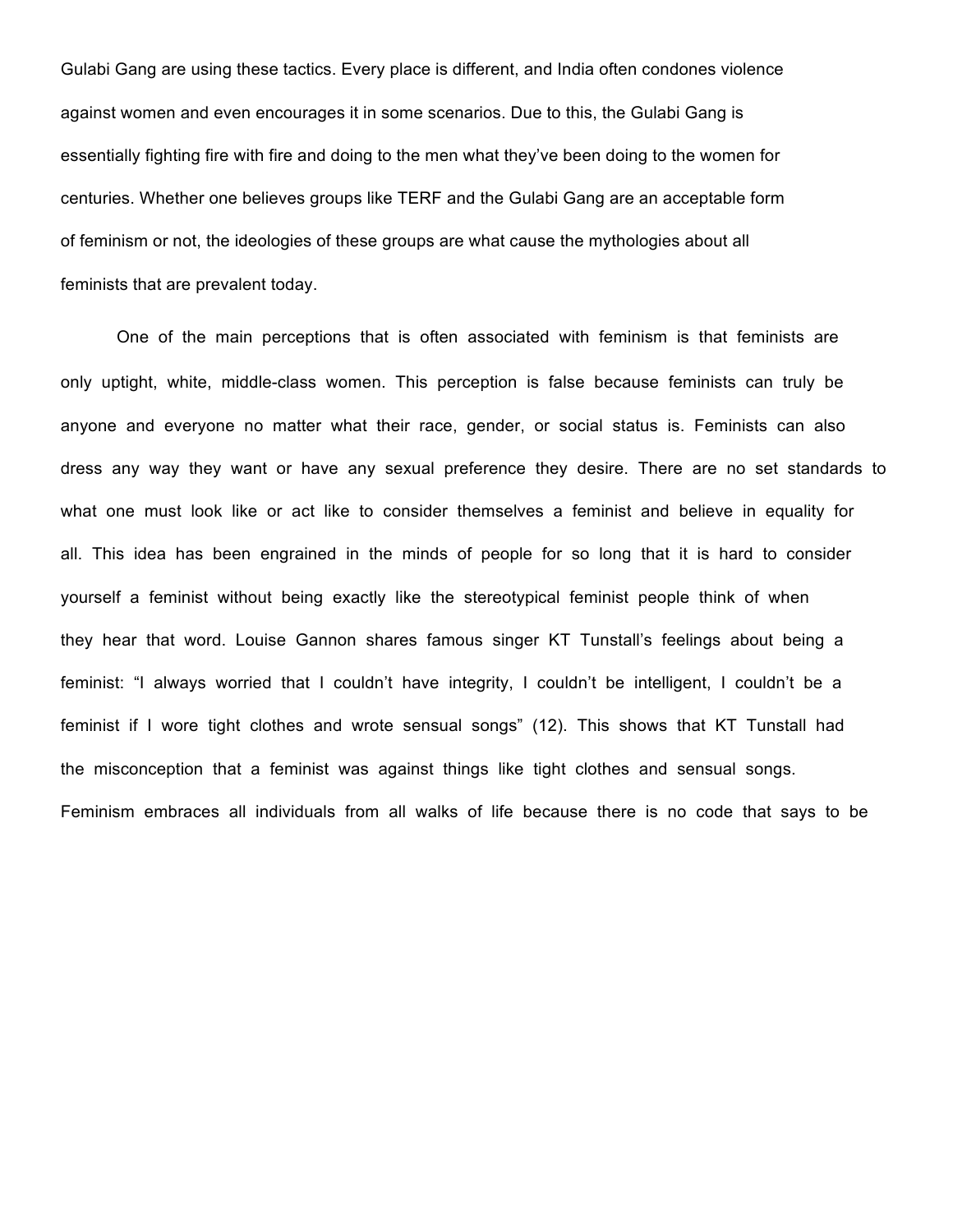Gulabi Gang are using these tactics. Every place is different, and India often condones violence against women and even encourages it in some scenarios. Due to this, the Gulabi Gang is essentially fighting fire with fire and doing to the men what they've been doing to the women for centuries. Whether one believes groups like TERF and the Gulabi Gang are an acceptable form of feminism or not, the ideologies of these groups are what cause the mythologies about all feminists that are prevalent today.

One of the main perceptions that is often associated with feminism is that feminists are only uptight, white, middle-class women. This perception is false because feminists can truly be anyone and everyone no matter what their race, gender, or social status is. Feminists can also dress any way they want or have any sexual preference they desire. There are no set standards to what one must look like or act like to consider themselves a feminist and believe in equality for all. This idea has been engrained in the minds of people for so long that it is hard to consider yourself a feminist without being exactly like the stereotypical feminist people think of when they hear that word. Louise Gannon shares famous singer KT Tunstall's feelings about being a feminist: "I always worried that I couldn't have integrity, I couldn't be intelligent, I couldn't be a feminist if I wore tight clothes and wrote sensual songs" (12). This shows that KT Tunstall had the misconception that a feminist was against things like tight clothes and sensual songs. Feminism embraces all individuals from all walks of life because there is no code that says to be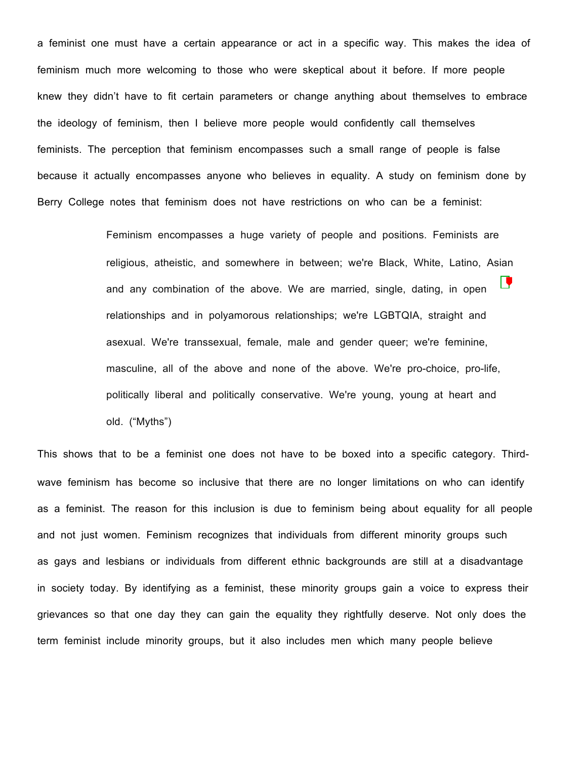a feminist one must have a certain appearance or act in a specific way. This makes the idea of feminism much more welcoming to those who were skeptical about it before. If more people knew they didn't have to fit certain parameters or change anything about themselves to embrace the ideology of feminism, then I believe more people would confidently call themselves feminists. The perception that feminism encompasses such a small range of people is false because it actually encompasses anyone who believes in equality. A study on feminism done by Berry College notes that feminism does not have restrictions on who can be a feminist:

> Feminism encompasses a huge variety of people and positions. Feminists are religious, atheistic, and somewhere in between; we're Black, White, Latino, Asian and any combination of the above. We are married, single, dating, in open relationships and in polyamorous relationships; we're LGBTQIA, straight and asexual. We're transsexual, female, male and gender queer; we're feminine, masculine, all of the above and none of the above. We're pro-choice, pro-life, politically liberal and politically conservative. We're young, young at heart and old. ("Myths")

This shows that to be a feminist one does not have to be boxed into a specific category. Third-wave feminism has become so inclusive that there are no longer limitations on who can identify as a feminist. The reason for this inclusion is due to feminism being about equality for all people and not just women. Feminism recognizes that individuals from different minority groups such as gays and lesbians or individuals from different ethnic backgrounds are still at a disadvantage in society today. By identifying as a feminist, these minority groups gain a voice to express their grievances so that one day they can gain the equality they rightfully deserve. Not only does the term feminist include minority groups, but it also includes men which many people believe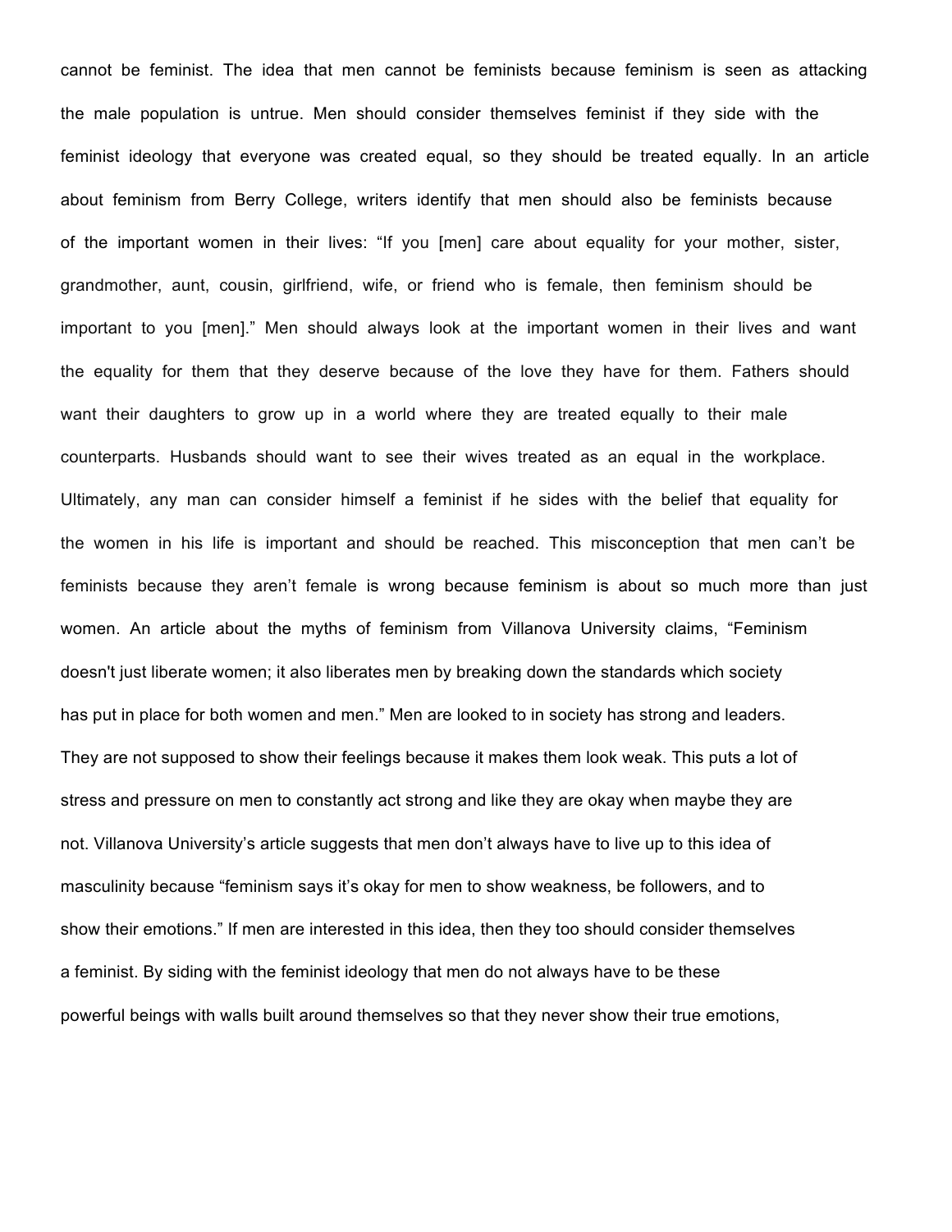cannot be feminist. The idea that men cannot be feminists because feminism is seen as attacking the male population is untrue. Men should consider themselves feminist if they side with the feminist ideology that everyone was created equal, so they should be treated equally. In an article about feminism from Berry College, writers identify that men should also be feminists because of the important women in their lives: "If you [men] care about equality for your mother, sister, grandmother, aunt, cousin, girlfriend, wife, or friend who is female, then feminism should be important to you [men]." Men should always look at the important women in their lives and want the equality for them that they deserve because of the love they have for them. Fathers should want their daughters to grow up in a world where they are treated equally to their male counterparts. Husbands should want to see their wives treated as an equal in the workplace. Ultimately, any man can consider himself a feminist if he sides with the belief that equality for the women in his life is important and should be reached. This misconception that men can't be feminists because they aren't female is wrong because feminism is about so much more than just women. An article about the myths of feminism from Villanova University claims, "Feminism doesn't just liberate women; it also liberates men by breaking down the standards which society has put in place for both women and men." Men are looked to in society has strong and leaders. They are not supposed to show their feelings because it makes them look weak. This puts a lot of stress and pressure on men to constantly act strong and like they are okay when maybe they are not. Villanova University's article suggests that men don't always have to live up to this idea of masculinity because "feminism says it's okay for men to show weakness, be followers, and to show their emotions." If men are interested in this idea, then they too should consider themselves a feminist. By siding with the feminist ideology that men do not always have to be these powerful beings with walls built around themselves so that they never show their true emotions,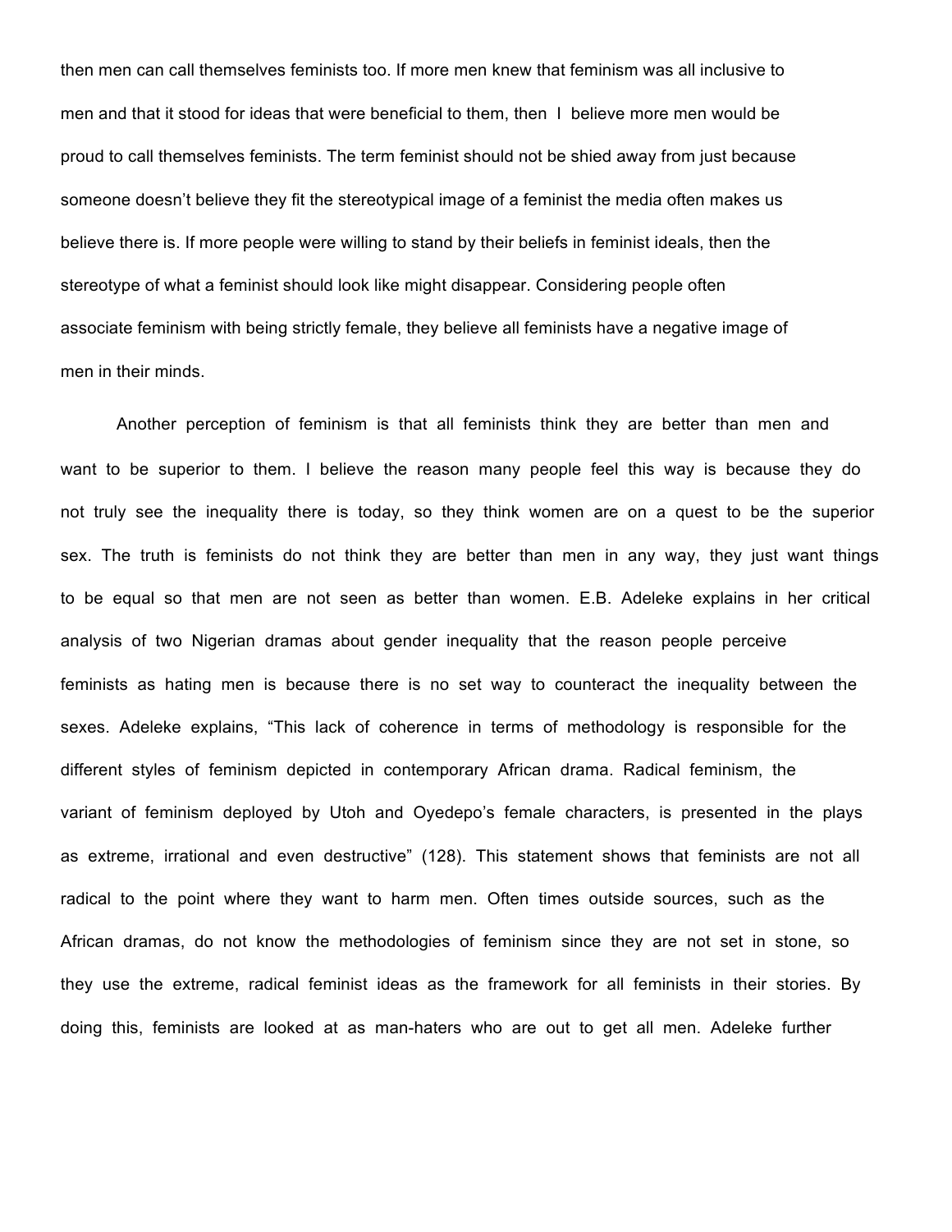then men can call themselves feminists too. If more men knew that feminism was all inclusive to men and that it stood for ideas that were beneficial to them, then I believe more men would be proud to call themselves feminists. The term feminist should not be shied away from just because someone doesn't believe they fit the stereotypical image of a feminist the media often makes us believe there is. If more people were willing to stand by their beliefs in feminist ideals, then the stereotype of what a feminist should look like might disappear. Considering people often associate feminism with being strictly female, they believe all feminists have a negative image of men in their minds.

Another perception of feminism is that all feminists think they are better than men and want to be superior to them. I believe the reason many people feel this way is because they do not truly see the inequality there is today, so they think women are on a quest to be the superior sex. The truth is feminists do not think they are better than men in any way, they just want things to be equal so that men are not seen as better than women. E.B. Adeleke explains in her critical analysis of two Nigerian dramas about gender inequality that the reason people perceive feminists as hating men is because there is no set way to counteract the inequality between the sexes. Adeleke explains, "This lack of coherence in terms of methodology is responsible for the different styles of feminism depicted in contemporary African drama. Radical feminism, the variant of feminism deployed by Utoh and Oyedepo's female characters, is presented in the plays as extreme, irrational and even destructive" (128). This statement shows that feminists are not all radical to the point where they want to harm men. Often times outside sources, such as the African dramas, do not know the methodologies of feminism since they are not set in stone, so they use the extreme, radical feminist ideas as the framework for all feminists in their stories. By doing this, feminists are looked at as man-haters who are out to get all men. Adeleke further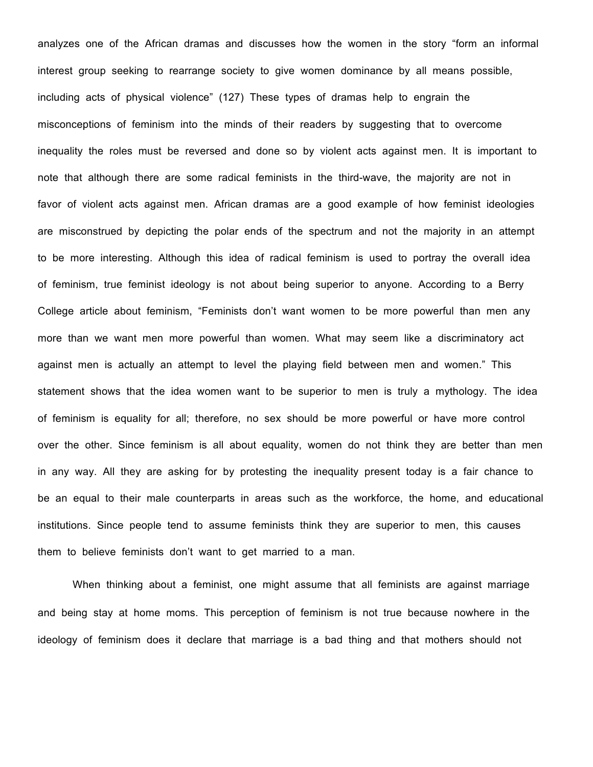analyzes one of the African dramas and discusses how the women in the story "form an informal interest group seeking to rearrange society to give women dominance by all means possible, including acts of physical violence" (127) These types of dramas help to engrain the misconceptions of feminism into the minds of their readers by suggesting that to overcome inequality the roles must be reversed and done so by violent acts against men. It is important to note that although there are some radical feminists in the third-wave, the majority are not in favor of violent acts against men. African dramas are a good example of how feminist ideologies are misconstrued by depicting the polar ends of the spectrum and not the majority in an attempt to be more interesting. Although this idea of radical feminism is used to portray the overall idea of feminism, true feminist ideology is not about being superior to anyone. According to a Berry College article about feminism, "Feminists don't want women to be more powerful than men any more than we want men more powerful than women. What may seem like a discriminatory act against men is actually an attempt to level the playing field between men and women." This statement shows that the idea women want to be superior to men is truly a mythology. The idea of feminism is equality for all; therefore, no sex should be more powerful or have more control over the other. Since feminism is all about equality, women do not think they are better than men in any way. All they are asking for by protesting the inequality present today is a fair chance to be an equal to their male counterparts in areas such as the workforce, the home, and educational institutions. Since people tend to assume feminists think they are superior to men, this causes them to believe feminists don't want to get married to a man.

When thinking about a feminist, one might assume that all feminists are against marriage and being stay at home moms. This perception of feminism is not true because nowhere in the ideology of feminism does it declare that marriage is a bad thing and that mothers should not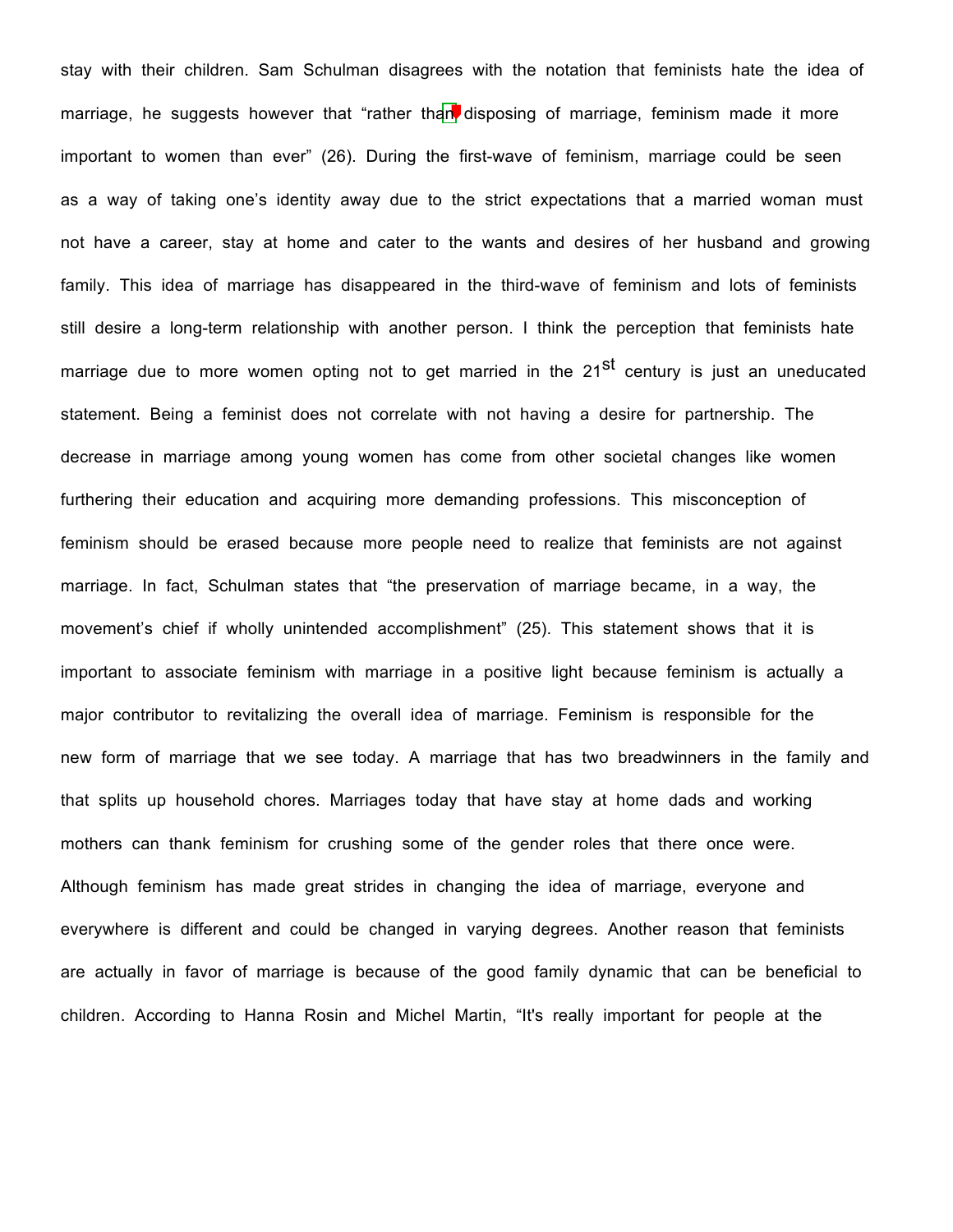stay with their children. Sam Schulman disagrees with the notation that feminists hate the idea of marriage, he suggests however that “rather than disposing of marriage, feminism made it more important to women than ever” (26). During the first-wave of feminism, marriage could be seen as a way of taking one’s identity away due to the strict expectations that a married woman must not have a career, stay at home and cater to the wants and desires of her husband and growing family. This idea of marriage has disappeared in the third-wave of feminism and lots of feminists still desire a long-term relationship with another person. I think the perception that feminists hate marriage due to more women opting not to get married in the 21st century is just an uneducated statement. Being a feminist does not correlate with not having a desire for partnership. The decrease in marriage among young women has come from other societal changes like women furthering their education and acquiring more demanding professions. This misconception of feminism should be erased because more people need to realize that feminists are not against marriage. In fact, Schulman states that “the preservation of marriage became, in a way, the movement’s chief if wholly unintended accomplishment” (25). This statement shows that it is important to associate feminism with marriage in a positive light because feminism is actually a major contributor to revitalizing the overall idea of marriage. Feminism is responsible for the new form of marriage that we see today. A marriage that has two breadwinners in the family and that splits up household chores. Marriages today that have stay at home dads and working mothers can thank feminism for crushing some of the gender roles that there once were. Although feminism has made great strides in changing the idea of marriage, everyone and everywhere is different and could be changed in varying degrees. Another reason that feminists are actually in favor of marriage is because of the good family dynamic that can be beneficial to children. According to Hanna Rosin and Michel Martin, “It's really important for people at the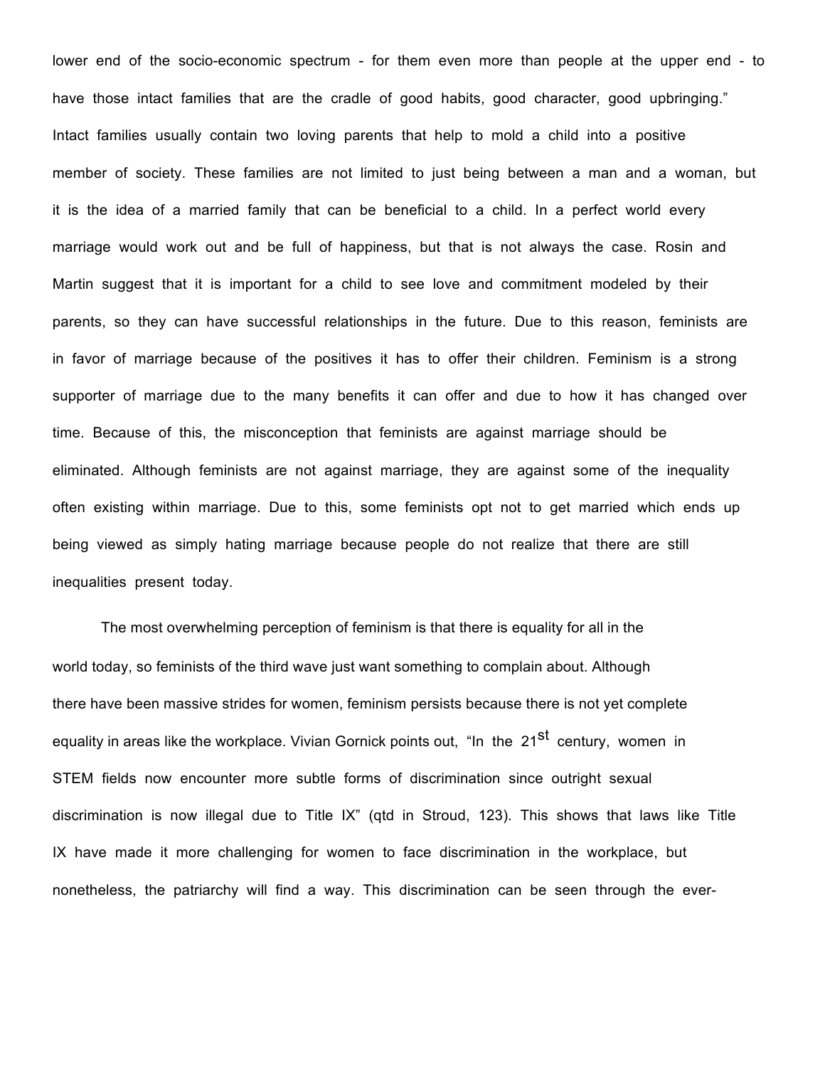lower end of the socio-economic spectrum - for them even more than people at the upper end - to have those intact families that are the cradle of good habits, good character, good upbringing." Intact families usually contain two loving parents that help to mold a child into a positive member of society. These families are not limited to just being between a man and a woman, but it is the idea of a married family that can be beneficial to a child. In a perfect world every marriage would work out and be full of happiness, but that is not always the case. Rosin and Martin suggest that it is important for a child to see love and commitment modeled by their parents, so they can have successful relationships in the future. Due to this reason, feminists are in favor of marriage because of the positives it has to offer their children. Feminism is a strong supporter of marriage due to the many benefits it can offer and due to how it has changed over time. Because of this, the misconception that feminists are against marriage should be eliminated. Although feminists are not against marriage, they are against some of the inequality often existing within marriage. Due to this, some feminists opt not to get married which ends up being viewed as simply hating marriage because people do not realize that there are still inequalities present today.

The most overwhelming perception of feminism is that there is equality for all in the world today, so feminists of the third wave just want something to complain about. Although there have been massive strides for women, feminism persists because there is not yet complete equality in areas like the workplace. Vivian Gornick points out, "In the 21st century, women in STEM fields now encounter more subtle forms of discrimination since outright sexual discrimination is now illegal due to Title IX" (qtd in Stroud, 123). This shows that laws like Title IX have made it more challenging for women to face discrimination in the workplace, but nonetheless, the patriarchy will find a way. This discrimination can be seen through the ever-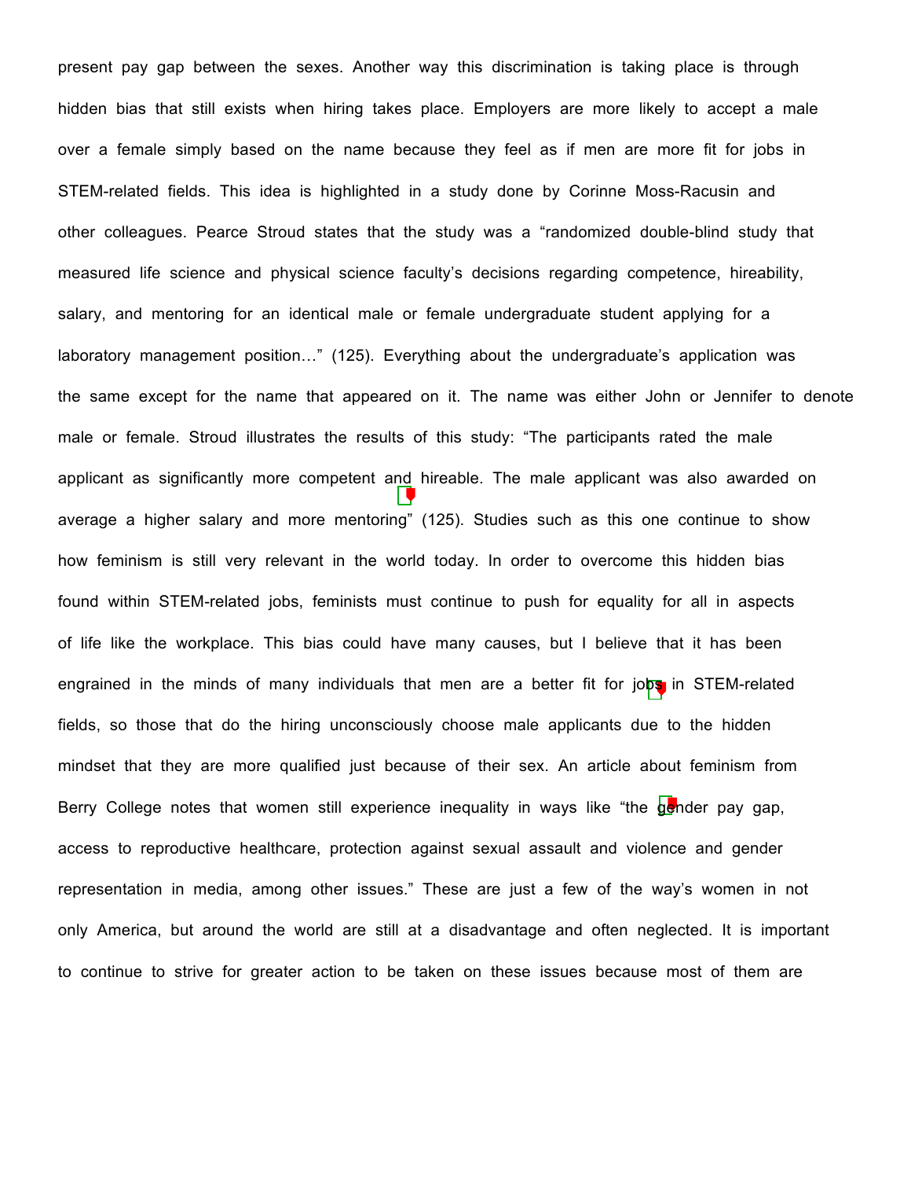present pay gap between the sexes. Another way this discrimination is taking place is through hidden bias that still exists when hiring takes place. Employers are more likely to accept a male over a female simply based on the name because they feel as if men are more fit for jobs in STEM-related fields. This idea is highlighted in a study done by Corinne Moss-Racusin and other colleagues. Pearce Stroud states that the study was a "randomized double-blind study that measured life science and physical science faculty's decisions regarding competence, hireability, salary, and mentoring for an identical male or female undergraduate student applying for a laboratory management position…" (125). Everything about the undergraduate's application was the same except for the name that appeared on it. The name was either John or Jennifer to denote male or female. Stroud illustrates the results of this study: "The participants rated the male applicant as significantly more competent and hireable. The male applicant was also awarded on average a higher salary and more mentoring" (125). Studies such as this one continue to show how feminism is still very relevant in the world today. In order to overcome this hidden bias found within STEM-related jobs, feminists must continue to push for equality for all in aspects of life like the workplace. This bias could have many causes, but I believe that it has been engrained in the minds of many individuals that men are a better fit for jobs in STEM-related fields, so those that do the hiring unconsciously choose male applicants due to the hidden mindset that they are more qualified just because of their sex. An article about feminism from Berry College notes that women still experience inequality in ways like "the gender pay gap, access to reproductive healthcare, protection against sexual assault and violence and gender representation in media, among other issues." These are just a few of the way's women in not only America, but around the world are still at a disadvantage and often neglected. It is important to continue to strive for greater action to be taken on these issues because most of them are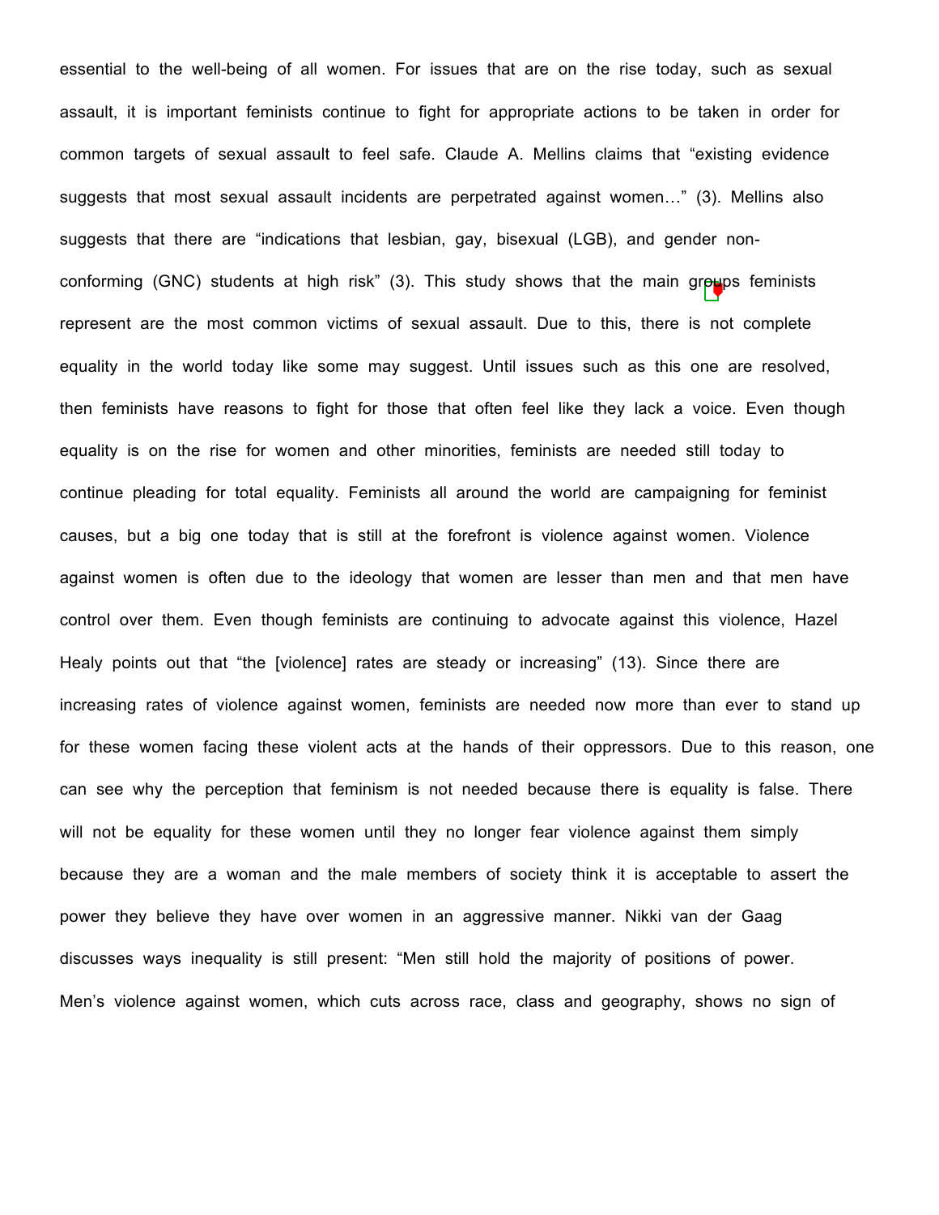essential to the well-being of all women. For issues that are on the rise today, such as sexual assault, it is important feminists continue to fight for appropriate actions to be taken in order for common targets of sexual assault to feel safe. Claude A. Mellins claims that "existing evidence suggests that most sexual assault incidents are perpetrated against women…" (3). Mellins also suggests that there are "indications that lesbian, gay, bisexual (LGB), and gender non-conforming (GNC) students at high risk" (3). This study shows that the main groups feminists represent are the most common victims of sexual assault. Due to this, there is not complete equality in the world today like some may suggest. Until issues such as this one are resolved, then feminists have reasons to fight for those that often feel like they lack a voice. Even though equality is on the rise for women and other minorities, feminists are needed still today to continue pleading for total equality. Feminists all around the world are campaigning for feminist causes, but a big one today that is still at the forefront is violence against women. Violence against women is often due to the ideology that women are lesser than men and that men have control over them. Even though feminists are continuing to advocate against this violence, Hazel Healy points out that "the [violence] rates are steady or increasing" (13). Since there are increasing rates of violence against women, feminists are needed now more than ever to stand up for these women facing these violent acts at the hands of their oppressors. Due to this reason, one can see why the perception that feminism is not needed because there is equality is false. There will not be equality for these women until they no longer fear violence against them simply because they are a woman and the male members of society think it is acceptable to assert the power they believe they have over women in an aggressive manner. Nikki van der Gaag discusses ways inequality is still present: "Men still hold the majority of positions of power. Men's violence against women, which cuts across race, class and geography, shows no sign of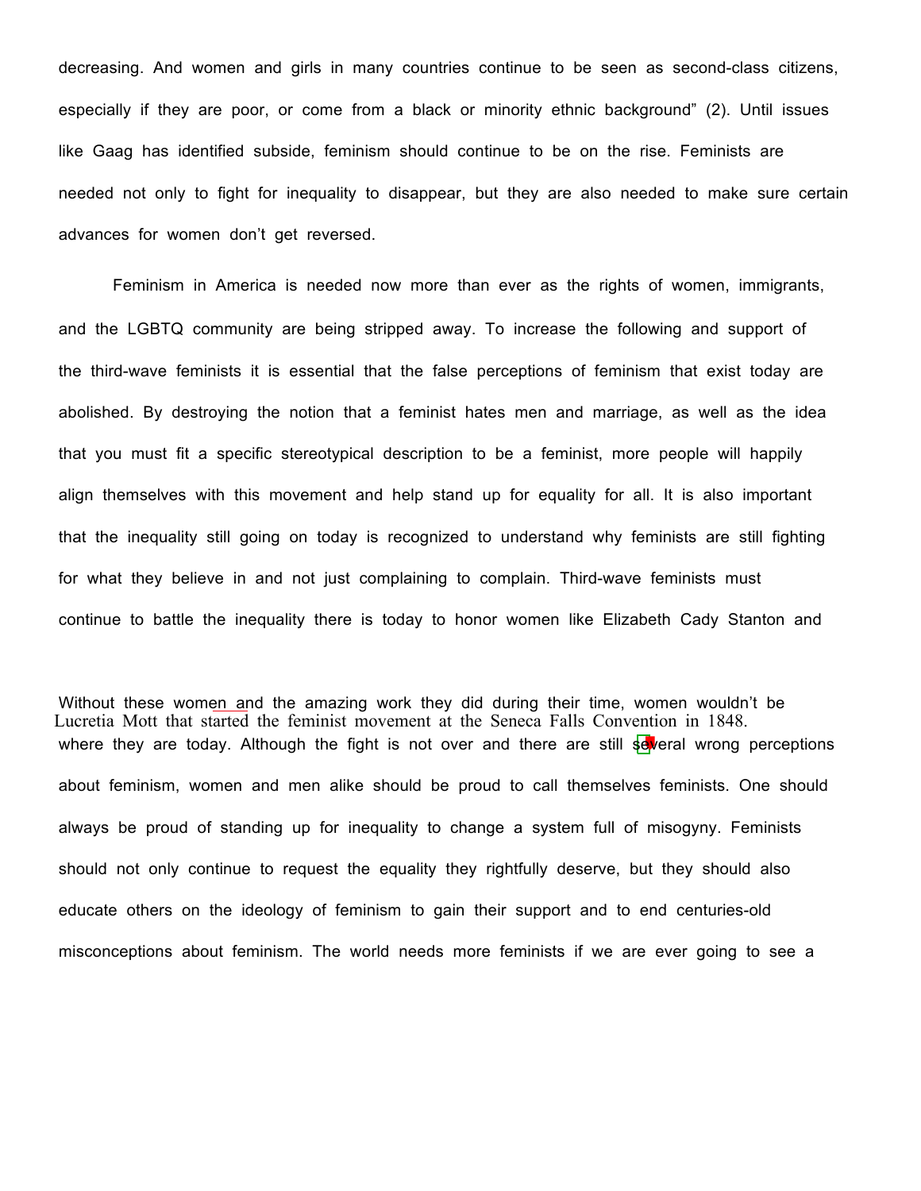decreasing. And women and girls in many countries continue to be seen as second-class citizens, especially if they are poor, or come from a black or minority ethnic background" (2). Until issues like Gaag has identified subside, feminism should continue to be on the rise. Feminists are needed not only to fight for inequality to disappear, but they are also needed to make sure certain advances for women don't get reversed.

Feminism in America is needed now more than ever as the rights of women, immigrants, and the LGBTQ community are being stripped away. To increase the following and support of the third-wave feminists it is essential that the false perceptions of feminism that exist today are abolished. By destroying the notion that a feminist hates men and marriage, as well as the idea that you must fit a specific stereotypical description to be a feminist, more people will happily align themselves with this movement and help stand up for equality for all. It is also important that the inequality still going on today is recognized to understand why feminists are still fighting for what they believe in and not just complaining to complain. Third-wave feminists must continue to battle the inequality there is today to honor women like Elizabeth Cady Stanton and Lucretia Mott that started the feminist movement at the Seneca Falls Convention in 1848. Without these women and the amazing work they did during their time, women wouldn't be where they are today. Although the fight is not over and there are still several wrong perceptions about feminism, women and men alike should be proud to call themselves feminists. One should always be proud of standing up for inequality to change a system full of misogyny. Feminists should not only continue to request the equality they rightfully deserve, but they should also educate others on the ideology of feminism to gain their support and to end centuries-old misconceptions about feminism. The world needs more feminists if we are ever going to see a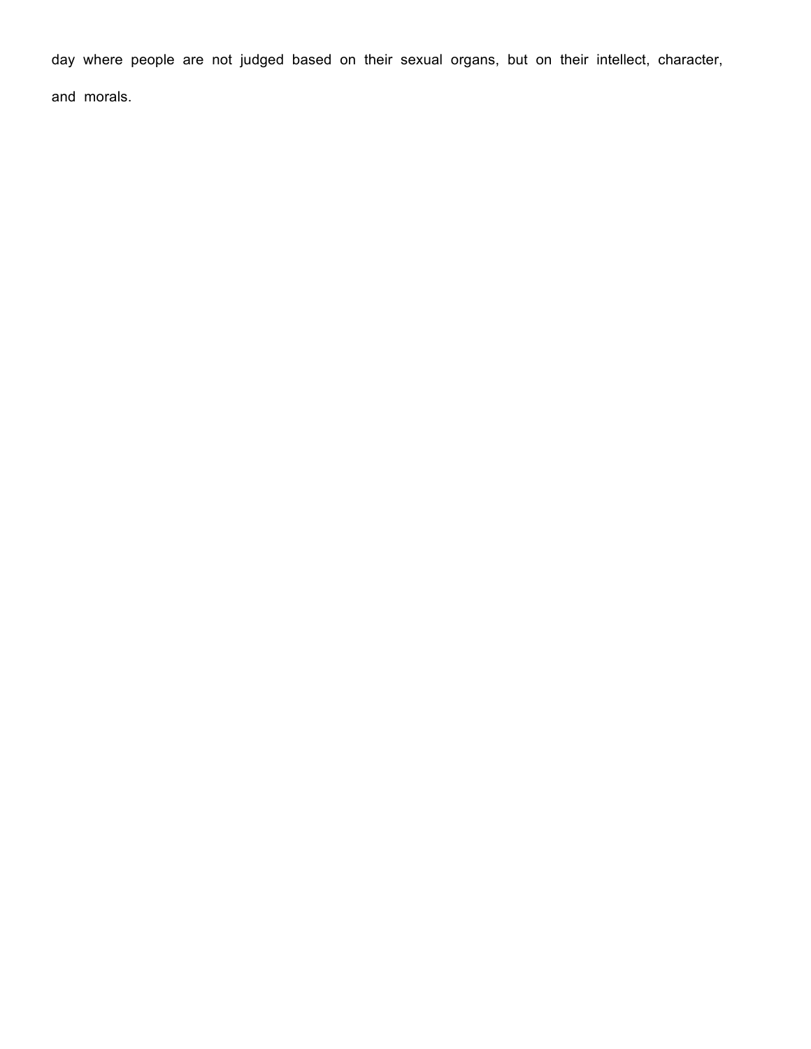day where people are not judged based on their sexual organs, but on their intellect, character, and morals.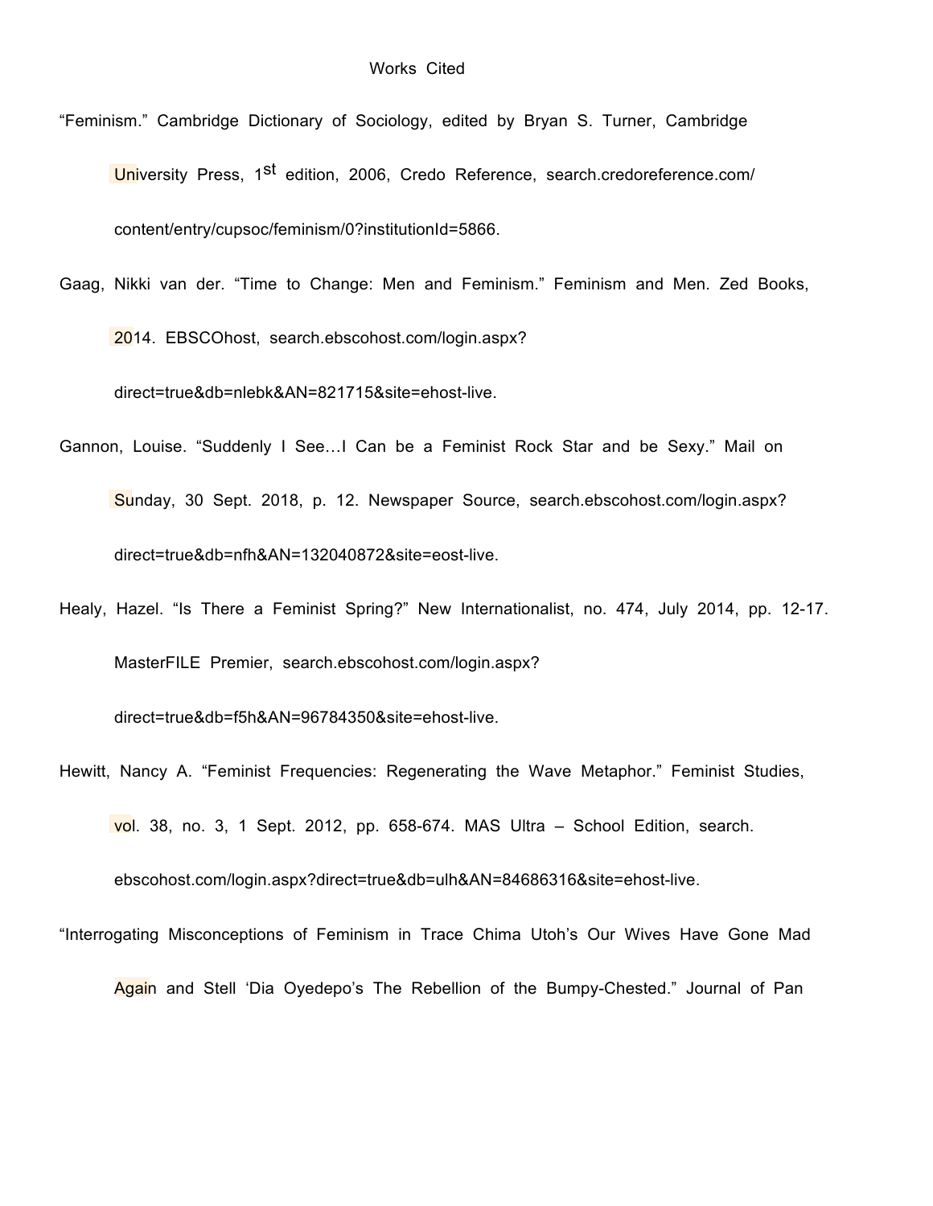# Works Cited

"Feminism." Cambridge Dictionary of Sociology, edited by Bryan S. Turner, Cambridge University Press, 1st edition, 2006, Credo Reference, search.credoreference.com/content/entry/cupsoc/feminism/0?institutionId=5866.

Gaag, Nikki van der. "Time to Change: Men and Feminism." Feminism and Men. Zed Books, 2014. EBSCOhost, search.ebscohost.com/login.aspx?direct=true&db=nlebk&AN=821715&site=ehost-live.

Gannon, Louise. "Suddenly I See…I Can be a Feminist Rock Star and be Sexy." Mail on Sunday, 30 Sept. 2018, p. 12. Newspaper Source, search.ebscohost.com/login.aspx?direct=true&db=nfh&AN=132040872&site=eost-live.

Healy, Hazel. "Is There a Feminist Spring?" New Internationalist, no. 474, July 2014, pp. 12-17. MasterFILE Premier, search.ebscohost.com/login.aspx?direct=true&db=f5h&AN=96784350&site=ehost-live.

Hewitt, Nancy A. "Feminist Frequencies: Regenerating the Wave Metaphor." Feminist Studies, vol. 38, no. 3, 1 Sept. 2012, pp. 658-674. MAS Ultra – School Edition, search.ebscohost.com/login.aspx?direct=true&db=ulh&AN=84686316&site=ehost-live.

"Interrogating Misconceptions of Feminism in Trace Chima Utoh's Our Wives Have Gone Mad Again and Stell 'Dia Oyedepo's The Rebellion of the Bumpy-Chested." Journal of Pan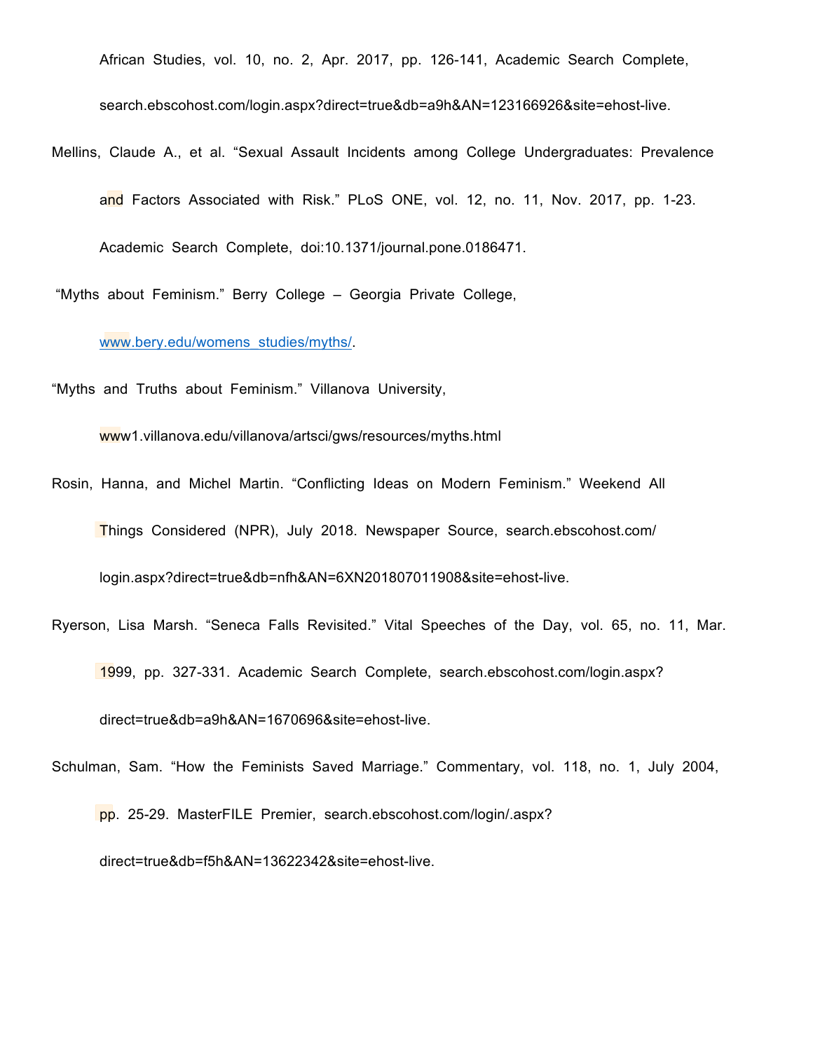African Studies, vol. 10, no. 2, Apr. 2017, pp. 126-141, Academic Search Complete, search.ebscohost.com/login.aspx?direct=true&db=a9h&AN=123166926&site=ehost-live.

Mellins, Claude A., et al. "Sexual Assault Incidents among College Undergraduates: Prevalence and Factors Associated with Risk." PLoS ONE, vol. 12, no. 11, Nov. 2017, pp. 1-23. Academic Search Complete, doi:10.1371/journal.pone.0186471.

"Myths about Feminism." Berry College – Georgia Private College, www.bery.edu/womens_studies/myths/.

"Myths and Truths about Feminism." Villanova University, www1.villanova.edu/villanova/artsci/gws/resources/myths.html

Rosin, Hanna, and Michel Martin. "Conflicting Ideas on Modern Feminism." Weekend All Things Considered (NPR), July 2018. Newspaper Source, search.ebscohost.com/login.aspx?direct=true&db=nfh&AN=6XN201807011908&site=ehost-live.

Ryerson, Lisa Marsh. "Seneca Falls Revisited." Vital Speeches of the Day, vol. 65, no. 11, Mar. 1999, pp. 327-331. Academic Search Complete, search.ebscohost.com/login.aspx?direct=true&db=a9h&AN=1670696&site=ehost-live.

Schulman, Sam. "How the Feminists Saved Marriage." Commentary, vol. 118, no. 1, July 2004, pp. 25-29. MasterFILE Premier, search.ebscohost.com/login/.aspx?direct=true&db=f5h&AN=13622342&site=ehost-live.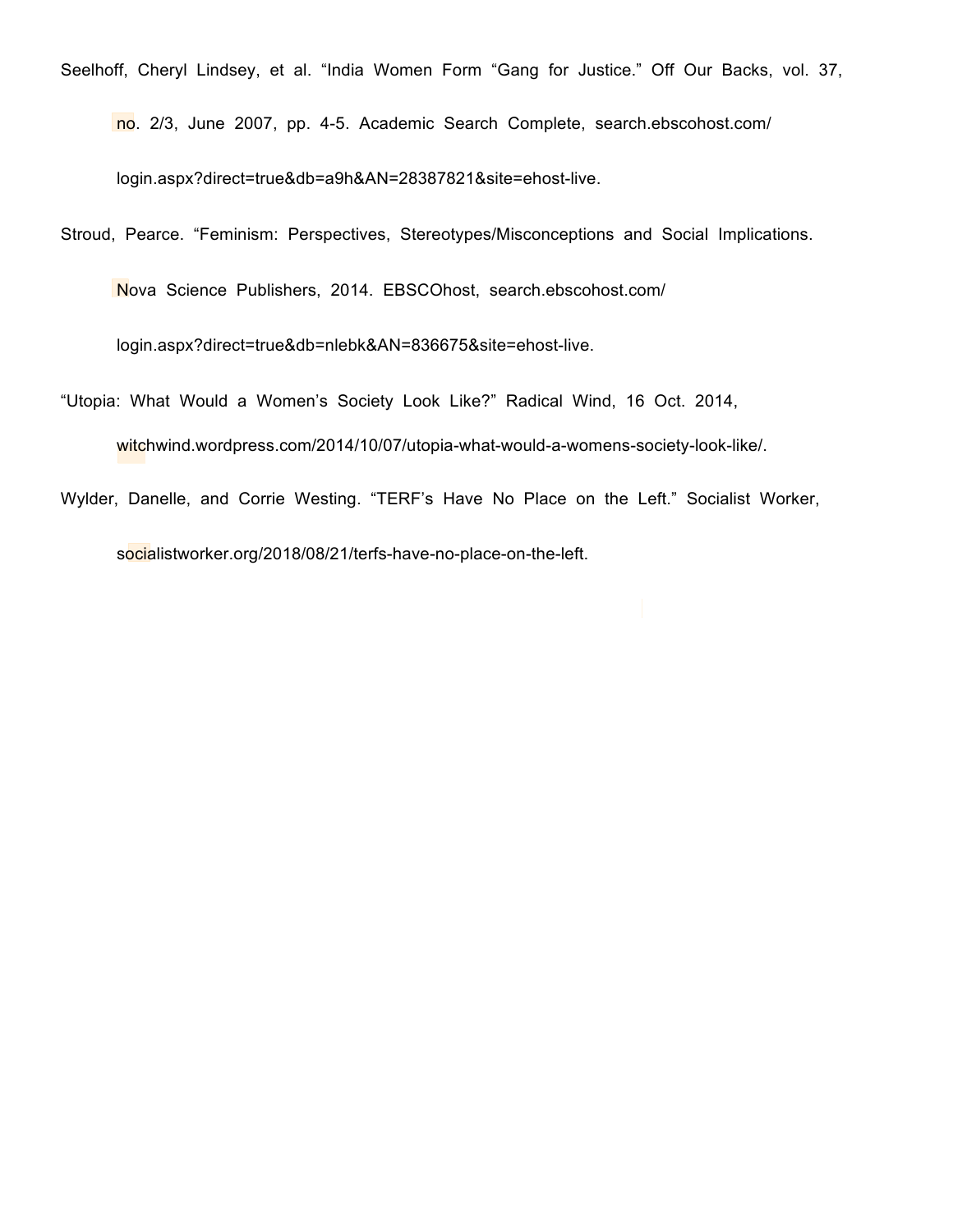Seelhoff, Cheryl Lindsey, et al. “India Women Form “Gang for Justice.” Off Our Backs, vol. 37, no. 2/3, June 2007, pp. 4-5. Academic Search Complete, search.ebscohost.com/login.aspx?direct=true&db=a9h&AN=28387821&site=ehost-live.

Stroud, Pearce. “Feminism: Perspectives, Stereotypes/Misconceptions and Social Implications. Nova Science Publishers, 2014. EBSCOhost, search.ebscohost.com/login.aspx?direct=true&db=nlebk&AN=836675&site=ehost-live.

“Utopia: What Would a Women’s Society Look Like?” Radical Wind, 16 Oct. 2014, witchwind.wordpress.com/2014/10/07/utopia-what-would-a-womens-society-look-like/.

Wylder, Danelle, and Corrie Westing. “TERF’s Have No Place on the Left.” Socialist Worker, socialistworker.org/2018/08/21/terfs-have-no-place-on-the-left.